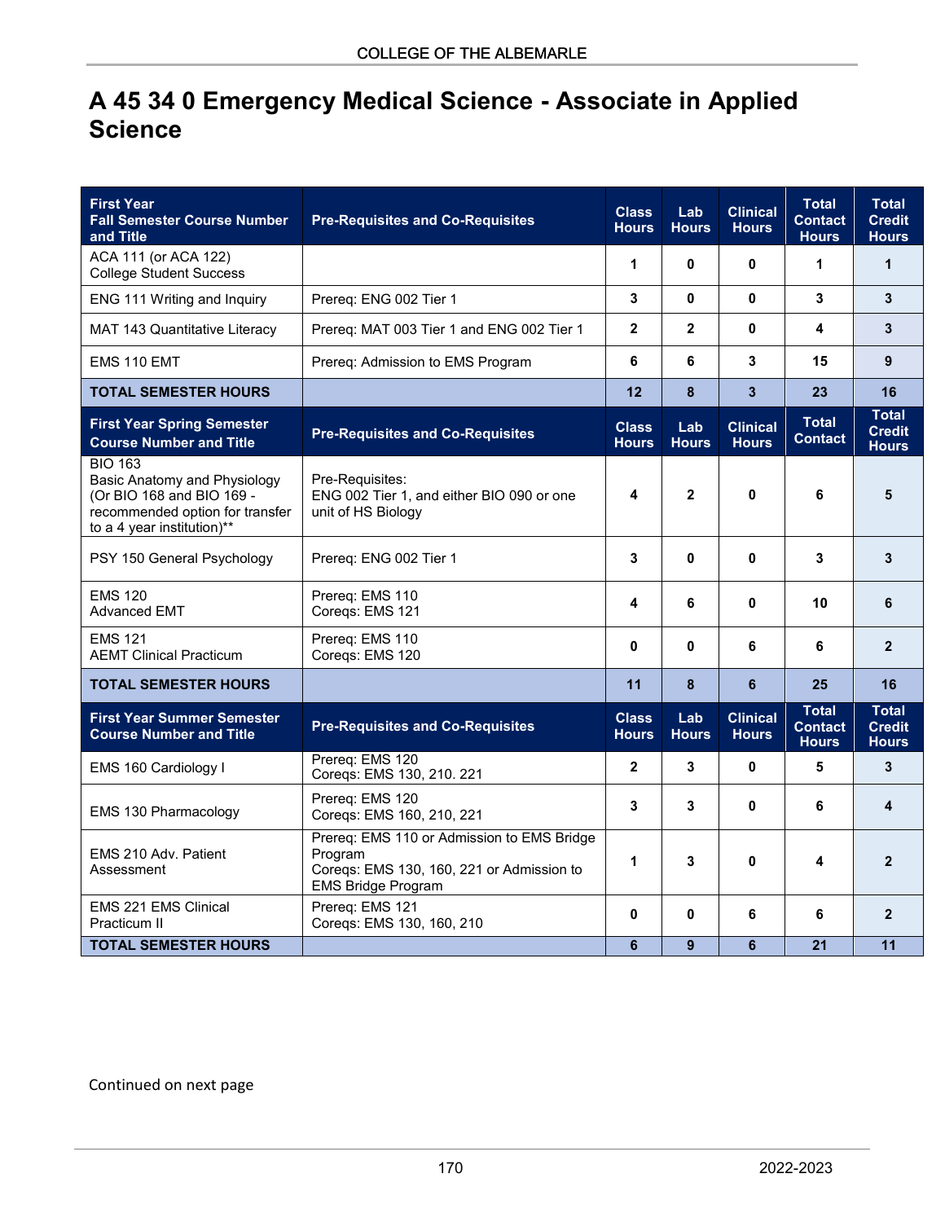# A 45 34 0 Emergency Medical Science - Associate in Applied Science

| First Year Fall Semester Course Number and Title | Pre-Requisites and Co-Requisites | Class Hours | Lab Hours | Clinical Hours | Total Contact Hours | Total Credit Hours |
|---|---|---|---|---|---|---|
| ACA 111 (or ACA 122) College Student Success | | 1 | 0 | 0 | 1 | 1 |
| ENG 111 Writing and Inquiry | Prereq: ENG 002 Tier 1 | 3 | 0 | 0 | 3 | 3 |
| MAT 143 Quantitative Literacy | Prereq: MAT 003 Tier 1 and ENG 002 Tier 1 | 2 | 2 | 0 | 4 | 3 |
| EMS 110 EMT | Prereq: Admission to EMS Program | 6 | 6 | 3 | 15 | 9 |
| **TOTAL SEMESTER HOURS** | | **12** | **8** | **3** | **23** | **16** |
| **First Year Spring Semester Course Number and Title** | **Pre-Requisites and Co-Requisites** | **Class Hours** | **Lab Hours** | **Clinical Hours** | **Total Contact** | **Total Credit Hours** |
| BIO 163 Basic Anatomy and Physiology (Or BIO 168 and BIO 169 - recommended option for transfer to a 4 year institution)** | Pre-Requisites: ENG 002 Tier 1, and either BIO 090 or one unit of HS Biology | 4 | 2 | 0 | 6 | 5 |
| PSY 150 General Psychology | Prereq: ENG 002 Tier 1 | 3 | 0 | 0 | 3 | 3 |
| EMS 120 Advanced EMT | Prereq: EMS 110 Coreqs: EMS 121 | 4 | 6 | 0 | 10 | 6 |
| EMS 121 AEMT Clinical Practicum | Prereq: EMS 110 Coreqs: EMS 120 | 0 | 0 | 6 | 6 | 2 |
| **TOTAL SEMESTER HOURS** | | **11** | **8** | **6** | **25** | **16** |
| **First Year Summer Semester Course Number and Title** | **Pre-Requisites and Co-Requisites** | **Class Hours** | **Lab Hours** | **Clinical Hours** | **Total Contact Hours** | **Total Credit Hours** |
| EMS 160 Cardiology I | Prereq: EMS 120 Coreqs: EMS 130, 210. 221 | 2 | 3 | 0 | 5 | 3 |
| EMS 130 Pharmacology | Prereq: EMS 120 Coreqs: EMS 160, 210, 221 | 3 | 3 | 0 | 6 | 4 |
| EMS 210 Adv. Patient Assessment | Prereq: EMS 110 or Admission to EMS Bridge Program Coreqs: EMS 130, 160, 221 or Admission to EMS Bridge Program | 1 | 3 | 0 | 4 | 2 |
| EMS 221 EMS Clinical Practicum II | Prereq: EMS 121 Coreqs: EMS 130, 160, 210 | 0 | 0 | 6 | 6 | 2 |
| **TOTAL SEMESTER HOURS** | | **6** | **9** | **6** | **21** | **11** |

Continued on next page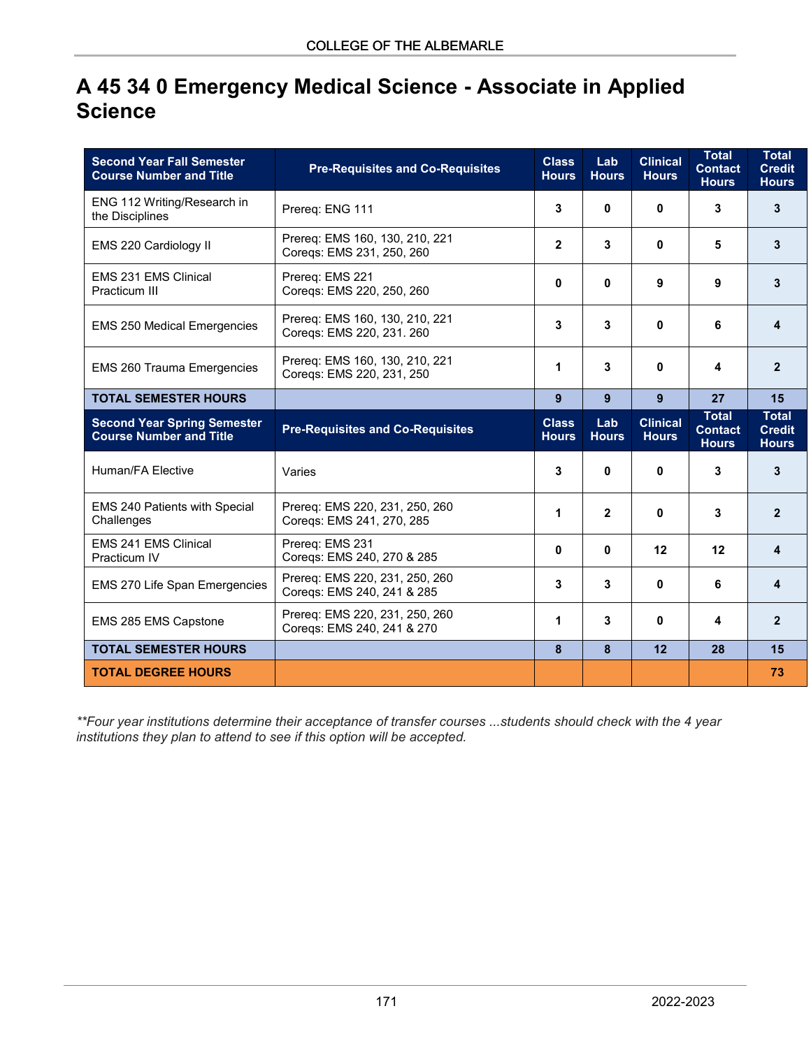# A 45 34 0 Emergency Medical Science - Associate in Applied Science

| Second Year Fall Semester Course Number and Title | Pre-Requisites and Co-Requisites | Class Hours | Lab Hours | Clinical Hours | Total Contact Hours | Total Credit Hours |
|---|---|---|---|---|---|---|
| ENG 112 Writing/Research in the Disciplines | Prereq: ENG 111 | 3 | 0 | 0 | 3 | 3 |
| EMS 220 Cardiology II | Prereq: EMS 160, 130, 210, 221<br>Coreqs: EMS 231, 250, 260 | 2 | 3 | 0 | 5 | 3 |
| EMS 231 EMS Clinical Practicum III | Prereq: EMS 221<br>Coreqs: EMS 220, 250, 260 | 0 | 0 | 9 | 9 | 3 |
| EMS 250 Medical Emergencies | Prereq: EMS 160, 130, 210, 221<br>Coreqs: EMS 220, 231. 260 | 3 | 3 | 0 | 6 | 4 |
| EMS 260 Trauma Emergencies | Prereq: EMS 160, 130, 210, 221<br>Coreqs: EMS 220, 231, 250 | 1 | 3 | 0 | 4 | 2 |
| **TOTAL SEMESTER HOURS** | | 9 | 9 | 9 | 27 | 15 |
| **Second Year Spring Semester Course Number and Title** | **Pre-Requisites and Co-Requisites** | **Class Hours** | **Lab Hours** | **Clinical Hours** | **Total Contact Hours** | **Total Credit Hours** |
| Human/FA Elective | Varies | 3 | 0 | 0 | 3 | 3 |
| EMS 240 Patients with Special Challenges | Prereq: EMS 220, 231, 250, 260<br>Coreqs: EMS 241, 270, 285 | 1 | 2 | 0 | 3 | 2 |
| EMS 241 EMS Clinical Practicum IV | Prereq: EMS 231<br>Coreqs: EMS 240, 270 & 285 | 0 | 0 | 12 | 12 | 4 |
| EMS 270 Life Span Emergencies | Prereq: EMS 220, 231, 250, 260<br>Coreqs: EMS 240, 241 & 285 | 3 | 3 | 0 | 6 | 4 |
| EMS 285 EMS Capstone | Prereq: EMS 220, 231, 250, 260<br>Coreqs: EMS 240, 241 & 270 | 1 | 3 | 0 | 4 | 2 |
| **TOTAL SEMESTER HOURS** | | 8 | 8 | 12 | 28 | 15 |
| **TOTAL DEGREE HOURS** | | | | | | 73 |

*\*\*Four year institutions determine their acceptance of transfer courses ...students should check with the 4 year institutions they plan to attend to see if this option will be accepted.*